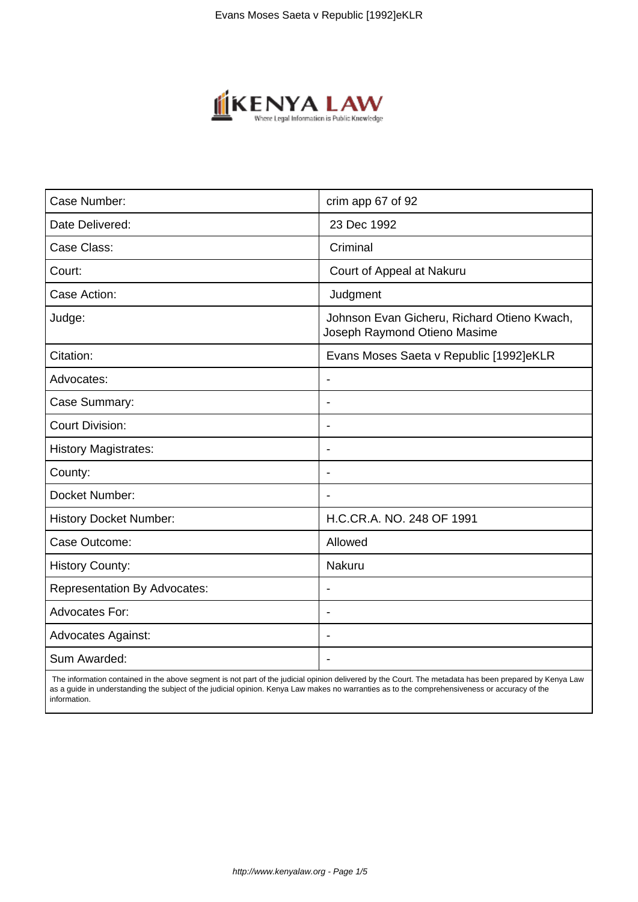| Case Number: | crim app 67 of 92 |
| --- | --- |
| Date Delivered: | 23 Dec 1992 |
| Case Class: | Criminal |
| Court: | Court of Appeal at Nakuru |
| Case Action: | Judgment |
| Judge: | Johnson Evan Gicheru, Richard Otieno Kwach, Joseph Raymond Otieno Masime |
| Citation: | Evans Moses Saeta v Republic [1992]eKLR |
| Advocates: | - |
| Case Summary: | - |
| Court Division: | - |
| History Magistrates: | - |
| County: | - |
| Docket Number: | - |
| History Docket Number: | H.C.CR.A. NO. 248 OF 1991 |
| Case Outcome: | Allowed |
| History County: | Nakuru |
| Representation By Advocates: | - |
| Advocates For: | - |
| Advocates Against: | - |
| Sum Awarded: | - |

The information contained in the above segment is not part of the judicial opinion delivered by the Court. The metadata has been prepared by Kenya Law as a guide in understanding the subject of the judicial opinion. Kenya Law makes no warranties as to the comprehensiveness or accuracy of the information.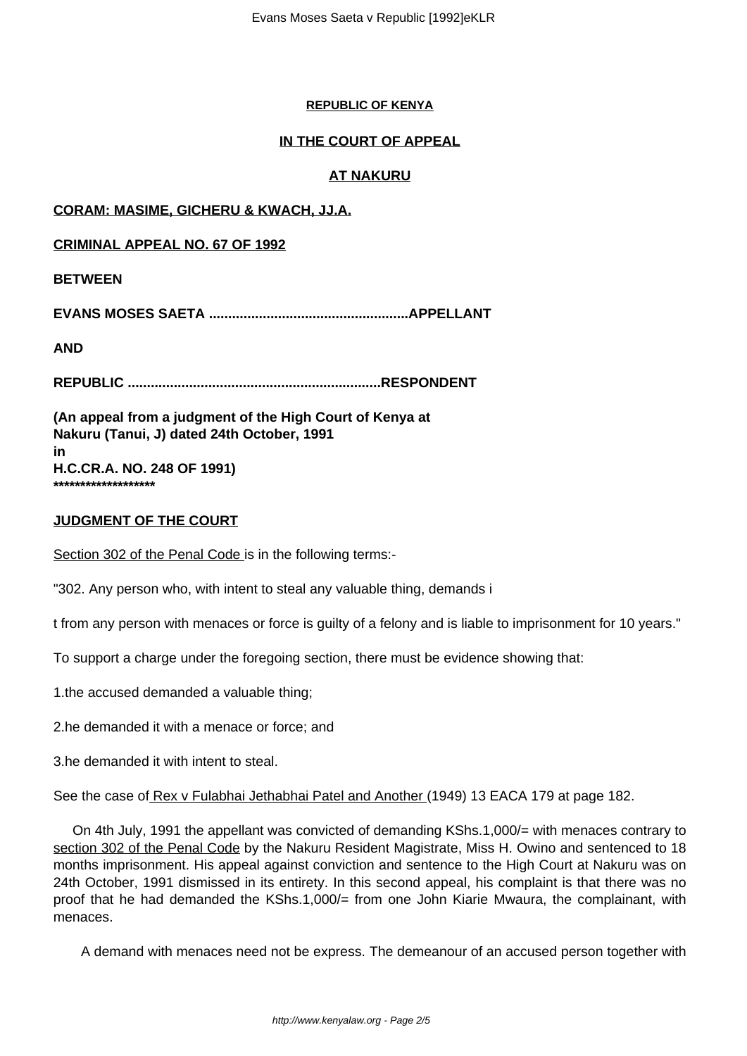**REPUBLIC OF KENYA**

**IN THE COURT OF APPEAL**

**AT NAKURU**

**CORAM: MASIME, GICHERU & KWACH, JJ.A.**

**CRIMINAL APPEAL NO. 67 OF 1992**

**BETWEEN**

**EVANS MOSES SAETA ...................................................APPELLANT**

**AND**

**REPUBLIC .................................................................RESPONDENT**

**(An appeal from a judgment of the High Court of Kenya at Nakuru (Tanui, J) dated 24th October, 1991**
**in**
**H.C.CR.A. NO. 248 OF 1991)**
**\*\*\*\*\*\*\*\*\*\*\*\*\*\*\*\*\*\*\***

**JUDGMENT OF THE COURT**

Section 302 of the Penal Code is in the following terms:-

"302. Any person who, with intent to steal any valuable thing, demands i

t from any person with menaces or force is guilty of a felony and is liable to imprisonment for 10 years."

To support a charge under the foregoing section, there must be evidence showing that:

1. the accused demanded a valuable thing;

2. he demanded it with a menace or force; and

3. he demanded it with intent to steal.

See the case of Rex v Fulabhai Jethabhai Patel and Another (1949) 13 EACA 179 at page 182.

On 4th July, 1991 the appellant was convicted of demanding KShs.1,000/= with menaces contrary to section 302 of the Penal Code by the Nakuru Resident Magistrate, Miss H. Owino and sentenced to 18 months imprisonment. His appeal against conviction and sentence to the High Court at Nakuru was on 24th October, 1991 dismissed in its entirety. In this second appeal, his complaint is that there was no proof that he had demanded the KShs.1,000/= from one John Kiarie Mwaura, the complainant, with menaces.

A demand with menaces need not be express. The demeanour of an accused person together with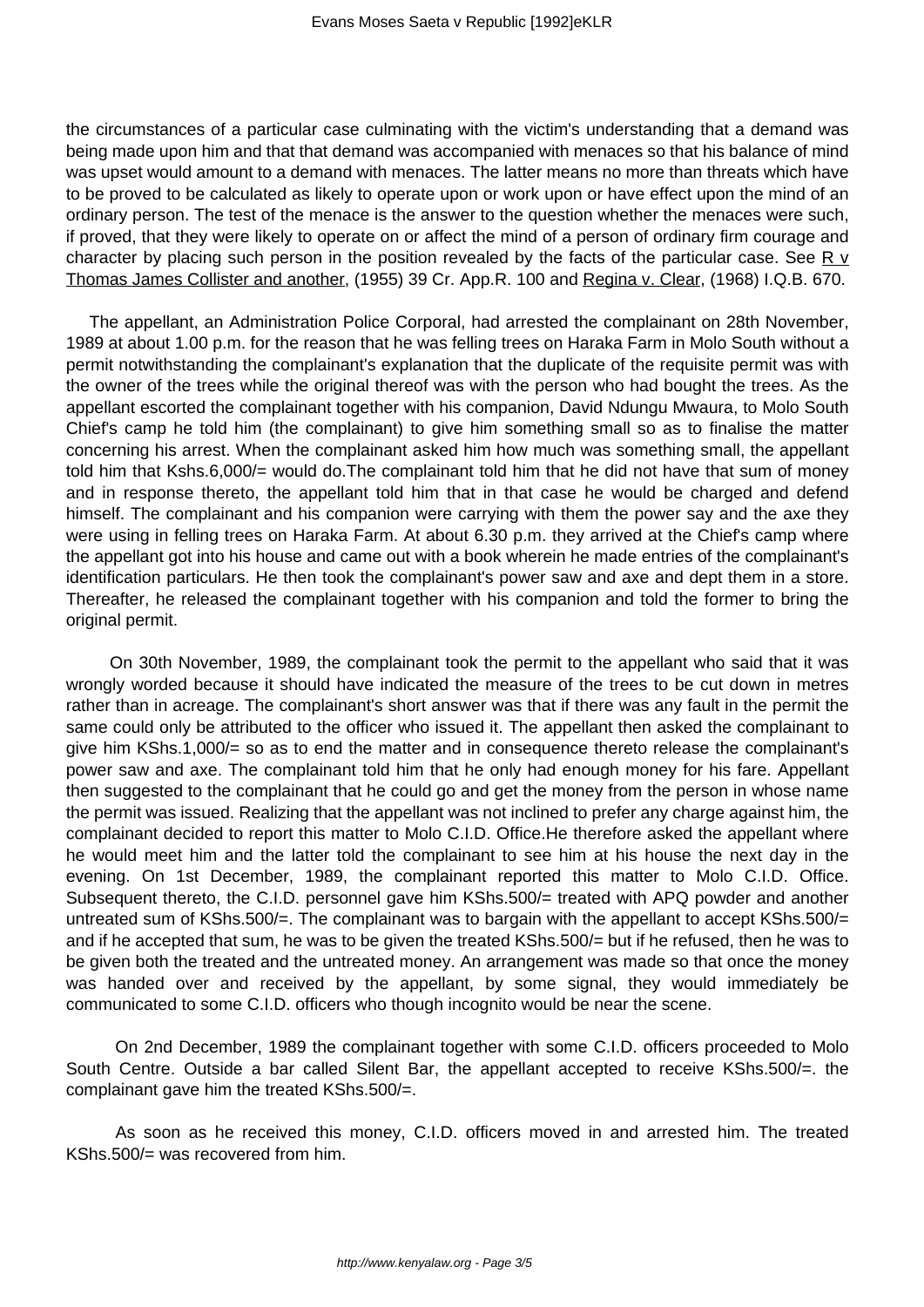the circumstances of a particular case culminating with the victim's understanding that a demand was being made upon him and that that demand was accompanied with menaces so that his balance of mind was upset would amount to a demand with menaces. The latter means no more than threats which have to be proved to be calculated as likely to operate upon or work upon or have effect upon the mind of an ordinary person. The test of the menace is the answer to the question whether the menaces were such, if proved, that they were likely to operate on or affect the mind of a person of ordinary firm courage and character by placing such person in the position revealed by the facts of the particular case. See R v Thomas James Collister and another, (1955) 39 Cr. App.R. 100 and Regina v. Clear, (1968) I.Q.B. 670.

The appellant, an Administration Police Corporal, had arrested the complainant on 28th November, 1989 at about 1.00 p.m. for the reason that he was felling trees on Haraka Farm in Molo South without a permit notwithstanding the complainant's explanation that the duplicate of the requisite permit was with the owner of the trees while the original thereof was with the person who had bought the trees. As the appellant escorted the complainant together with his companion, David Ndungu Mwaura, to Molo South Chief's camp he told him (the complainant) to give him something small so as to finalise the matter concerning his arrest. When the complainant asked him how much was something small, the appellant told him that Kshs.6,000/= would do.The complainant told him that he did not have that sum of money and in response thereto, the appellant told him that in that case he would be charged and defend himself. The complainant and his companion were carrying with them the power say and the axe they were using in felling trees on Haraka Farm. At about 6.30 p.m. they arrived at the Chief's camp where the appellant got into his house and came out with a book wherein he made entries of the complainant's identification particulars. He then took the complainant's power saw and axe and dept them in a store. Thereafter, he released the complainant together with his companion and told the former to bring the original permit.

On 30th November, 1989, the complainant took the permit to the appellant who said that it was wrongly worded because it should have indicated the measure of the trees to be cut down in metres rather than in acreage. The complainant's short answer was that if there was any fault in the permit the same could only be attributed to the officer who issued it. The appellant then asked the complainant to give him KShs.1,000/= so as to end the matter and in consequence thereto release the complainant's power saw and axe. The complainant told him that he only had enough money for his fare. Appellant then suggested to the complainant that he could go and get the money from the person in whose name the permit was issued. Realizing that the appellant was not inclined to prefer any charge against him, the complainant decided to report this matter to Molo C.I.D. Office.He therefore asked the appellant where he would meet him and the latter told the complainant to see him at his house the next day in the evening. On 1st December, 1989, the complainant reported this matter to Molo C.I.D. Office. Subsequent thereto, the C.I.D. personnel gave him KShs.500/= treated with APQ powder and another untreated sum of KShs.500/=. The complainant was to bargain with the appellant to accept KShs.500/= and if he accepted that sum, he was to be given the treated KShs.500/= but if he refused, then he was to be given both the treated and the untreated money. An arrangement was made so that once the money was handed over and received by the appellant, by some signal, they would immediately be communicated to some C.I.D. officers who though incognito would be near the scene.

On 2nd December, 1989 the complainant together with some C.I.D. officers proceeded to Molo South Centre. Outside a bar called Silent Bar, the appellant accepted to receive KShs.500/=. the complainant gave him the treated KShs.500/=.

As soon as he received this money, C.I.D. officers moved in and arrested him. The treated KShs.500/= was recovered from him.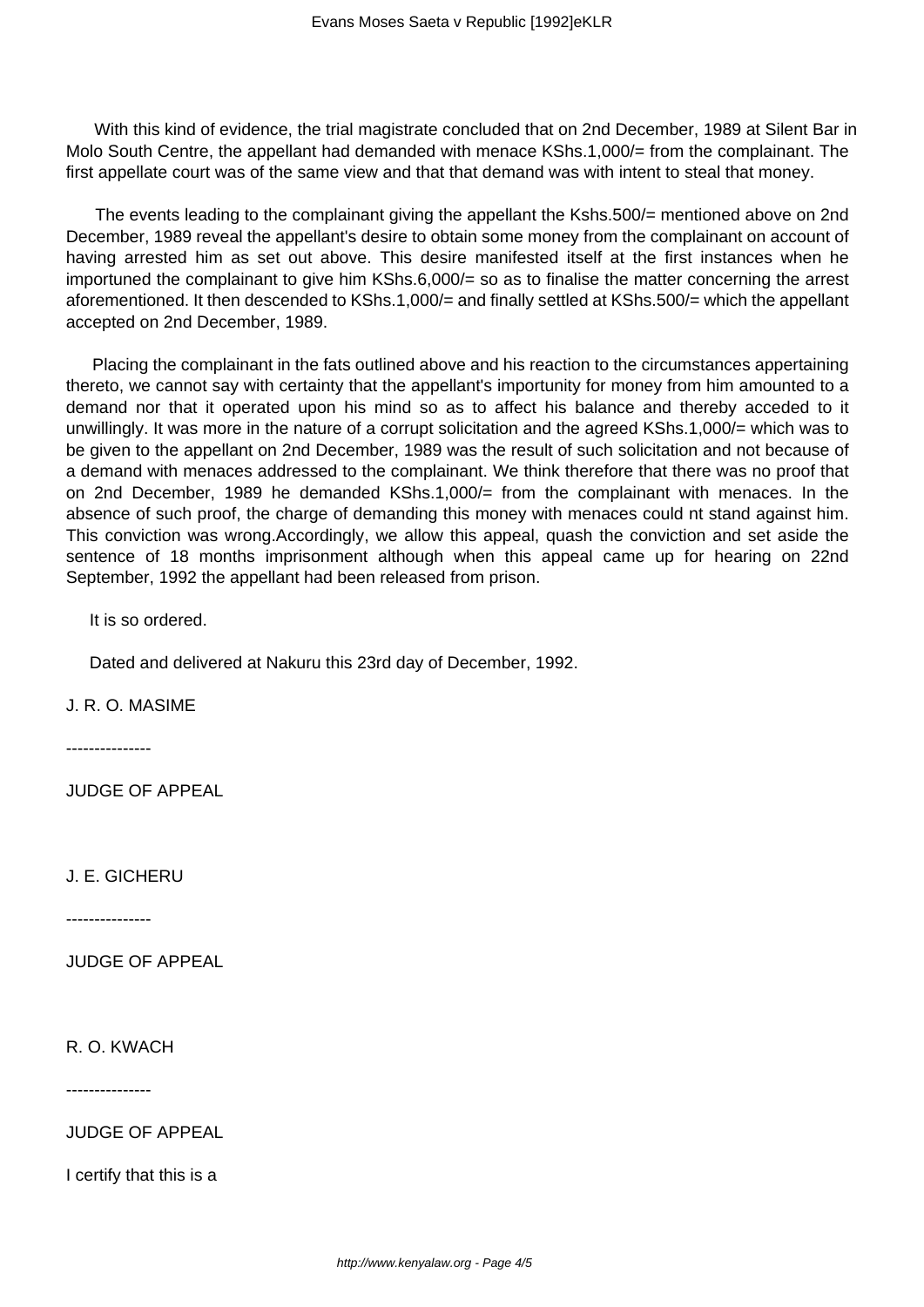With this kind of evidence, the trial magistrate concluded that on 2nd December, 1989 at Silent Bar in Molo South Centre, the appellant had demanded with menace KShs.1,000/= from the complainant. The first appellate court was of the same view and that that demand was with intent to steal that money.

The events leading to the complainant giving the appellant the Kshs.500/= mentioned above on 2nd December, 1989 reveal the appellant's desire to obtain some money from the complainant on account of having arrested him as set out above. This desire manifested itself at the first instances when he importuned the complainant to give him KShs.6,000/= so as to finalise the matter concerning the arrest aforementioned. It then descended to KShs.1,000/= and finally settled at KShs.500/= which the appellant accepted on 2nd December, 1989.

Placing the complainant in the fats outlined above and his reaction to the circumstances appertaining thereto, we cannot say with certainty that the appellant's importunity for money from him amounted to a demand nor that it operated upon his mind so as to affect his balance and thereby acceded to it unwillingly. It was more in the nature of a corrupt solicitation and the agreed KShs.1,000/= which was to be given to the appellant on 2nd December, 1989 was the result of such solicitation and not because of a demand with menaces addressed to the complainant. We think therefore that there was no proof that on 2nd December, 1989 he demanded KShs.1,000/= from the complainant with menaces. In the absence of such proof, the charge of demanding this money with menaces could nt stand against him. This conviction was wrong.Accordingly, we allow this appeal, quash the conviction and set aside the sentence of 18 months imprisonment although when this appeal came up for hearing on 22nd September, 1992 the appellant had been released from prison.

It is so ordered.

Dated and delivered at Nakuru this 23rd day of December, 1992.

J. R. O. MASIME

---------------

JUDGE OF APPEAL

J. E. GICHERU

---------------

JUDGE OF APPEAL

R. O. KWACH

---------------

JUDGE OF APPEAL

I certify that this is a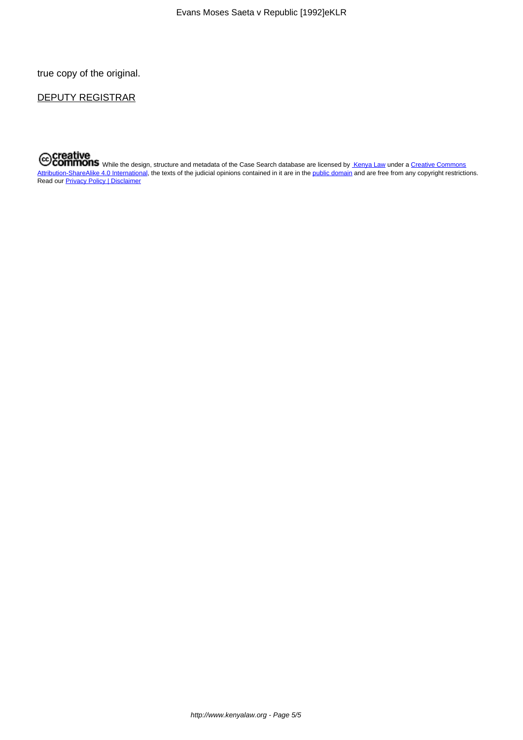true copy of the original.

DEPUTY REGISTRAR

While the design, structure and metadata of the Case Search database are licensed by Kenya Law under a Creative Commons Attribution-ShareAlike 4.0 International, the texts of the judicial opinions contained in it are in the public domain and are free from any copyright restrictions. Read our Privacy Policy | Disclaimer